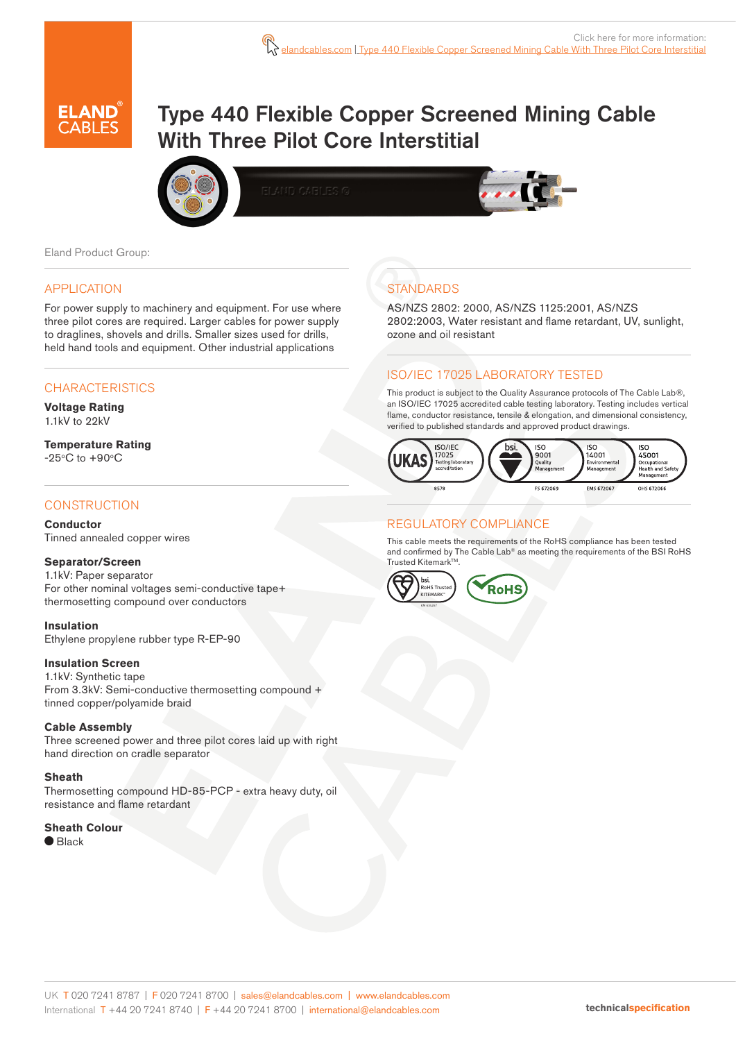Click here for more information: elandcables.com | Type 440 Flexible Copper Screened Mining Cable With Three Pilot Core Interstitial

# Type 440 Flexible Copper Screened Mining Cable With Three Pilot Core Interstitial

Eland Product Group:

## APPLICATION

For power supply to machinery and equipment. For use where three pilot cores are required. Larger cables for power supply to draglines, shovels and drills. Smaller sizes used for drills, held hand tools and equipment. Other industrial applications

## CHARACTERISTICS

**Voltage Rating**
1.1kV to 22kV

**Temperature Rating**
-25°C to +90°C

## CONSTRUCTION

**Conductor**
Tinned annealed copper wires

**Separator/Screen**
1.1kV: Paper separator
For other nominal voltages semi-conductive tape+ thermosetting compound over conductors

**Insulation**
Ethylene propylene rubber type R-EP-90

**Insulation Screen**
1.1kV: Synthetic tape
From 3.3kV: Semi-conductive thermosetting compound + tinned copper/polyamide braid

**Cable Assembly**
Three screened power and three pilot cores laid up with right hand direction on cradle separator

**Sheath**
Thermosetting compound HD-85-PCP - extra heavy duty, oil resistance and flame retardant

**Sheath Colour**
● Black

## STANDARDS

AS/NZS 2802: 2000, AS/NZS 1125:2001, AS/NZS 2802:2003, Water resistant and flame retardant, UV, sunlight, ozone and oil resistant

## ISO/IEC 17025 LABORATORY TESTED

This product is subject to the Quality Assurance protocols of The Cable Lab®, an ISO/IEC 17025 accredited cable testing laboratory. Testing includes vertical flame, conductor resistance, tensile & elongation, and dimensional consistency, verified to published standards and approved product drawings.

UKAS ISO/IEC 17025 Testing laboratory accreditation 8578 | bsi ISO 9001 Quality Management FS 672069 | ISO 14001 Environmental Management EMS 672067 | ISO 45001 Occupational Health and Safety Management OHS 672066

## REGULATORY COMPLIANCE

This cable meets the requirements of the RoHS compliance has been tested and confirmed by The Cable Lab® as meeting the requirements of the BSI RoHS Trusted Kitemark™.

bsi RoHS Trusted KITEMARK™ | RoHS

UK T 020 7241 8787 | F 020 7241 8700 | sales@elandcables.com | www.elandcables.com
International T +44 20 7241 8740 | F +44 20 7241 8700 | international@elandcables.com

technicalspecification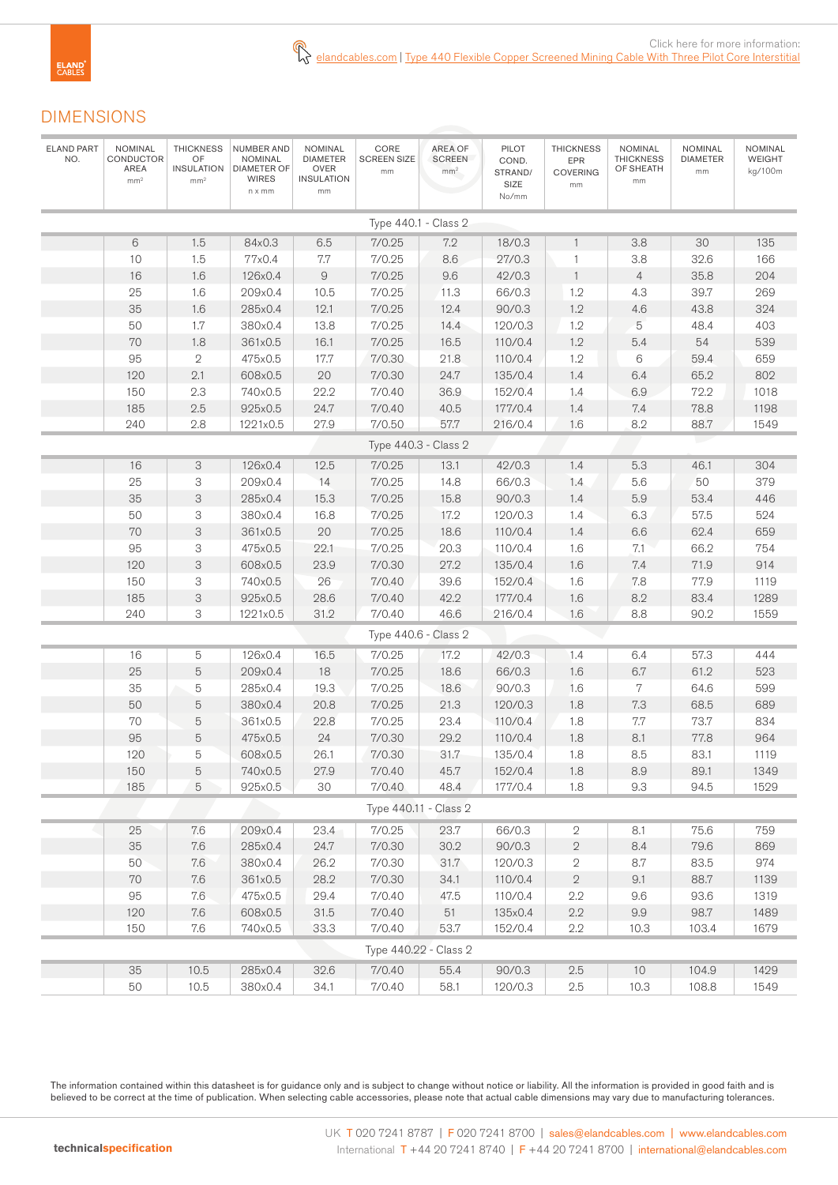Click here for more information: elandcables.com | Type 440 Flexible Copper Screened Mining Cable With Three Pilot Core Interstitial

## DIMENSIONS

| ELAND PART NO. | NOMINAL CONDUCTOR AREA mm² | THICKNESS OF INSULATION mm² | NUMBER AND NOMINAL DIAMETER OF WIRES n x mm | NOMINAL DIAMETER OVER INSULATION mm | CORE SCREEN SIZE mm | AREA OF SCREEN mm² | PILOT COND. STRAND/ SIZE No/mm | THICKNESS EPR COVERING mm | NOMINAL THICKNESS OF SHEATH mm | NOMINAL DIAMETER mm | NOMINAL WEIGHT kg/100m |
|---|---|---|---|---|---|---|---|---|---|---|---|
| Type 440.1 - Class 2 | | | | | | | | | | | |
| | 6 | 1.5 | 84x0.3 | 6.5 | 7/0.25 | 7.2 | 18/0.3 | 1 | 3.8 | 30 | 135 |
| | 10 | 1.5 | 77x0.4 | 7.7 | 7/0.25 | 8.6 | 27/0.3 | 1 | 3.8 | 32.6 | 166 |
| | 16 | 1.6 | 126x0.4 | 9 | 7/0.25 | 9.6 | 42/0.3 | 1 | 4 | 35.8 | 204 |
| | 25 | 1.6 | 209x0.4 | 10.5 | 7/0.25 | 11.3 | 66/0.3 | 1.2 | 4.3 | 39.7 | 269 |
| | 35 | 1.6 | 285x0.4 | 12.1 | 7/0.25 | 12.4 | 90/0.3 | 1.2 | 4.6 | 43.8 | 324 |
| | 50 | 1.7 | 380x0.4 | 13.8 | 7/0.25 | 14.4 | 120/0.3 | 1.2 | 5 | 48.4 | 403 |
| | 70 | 1.8 | 361x0.5 | 16.1 | 7/0.25 | 16.5 | 110/0.4 | 1.2 | 5.4 | 54 | 539 |
| | 95 | 2 | 475x0.5 | 17.7 | 7/0.30 | 21.8 | 110/0.4 | 1.2 | 6 | 59.4 | 659 |
| | 120 | 2.1 | 608x0.5 | 20 | 7/0.30 | 24.7 | 135/0.4 | 1.4 | 6.4 | 65.2 | 802 |
| | 150 | 2.3 | 740x0.5 | 22.2 | 7/0.40 | 36.9 | 152/0.4 | 1.4 | 6.9 | 72.2 | 1018 |
| | 185 | 2.5 | 925x0.5 | 24.7 | 7/0.40 | 40.5 | 177/0.4 | 1.4 | 7.4 | 78.8 | 1198 |
| | 240 | 2.8 | 1221x0.5 | 27.9 | 7/0.50 | 57.7 | 216/0.4 | 1.6 | 8.2 | 88.7 | 1549 |
| Type 440.3 - Class 2 | | | | | | | | | | | |
| | 16 | 3 | 126x0.4 | 12.5 | 7/0.25 | 13.1 | 42/0.3 | 1.4 | 5.3 | 46.1 | 304 |
| | 25 | 3 | 209x0.4 | 14 | 7/0.25 | 14.8 | 66/0.3 | 1.4 | 5.6 | 50 | 379 |
| | 35 | 3 | 285x0.4 | 15.3 | 7/0.25 | 15.8 | 90/0.3 | 1.4 | 5.9 | 53.4 | 446 |
| | 50 | 3 | 380x0.4 | 16.8 | 7/0.25 | 17.2 | 120/0.3 | 1.4 | 6.3 | 57.5 | 524 |
| | 70 | 3 | 361x0.5 | 20 | 7/0.25 | 18.6 | 110/0.4 | 1.4 | 6.6 | 62.4 | 659 |
| | 95 | 3 | 475x0.5 | 22.1 | 7/0.25 | 20.3 | 110/0.4 | 1.6 | 7.1 | 66.2 | 754 |
| | 120 | 3 | 608x0.5 | 23.9 | 7/0.30 | 27.2 | 135/0.4 | 1.6 | 7.4 | 71.9 | 914 |
| | 150 | 3 | 740x0.5 | 26 | 7/0.40 | 39.6 | 152/0.4 | 1.6 | 7.8 | 77.9 | 1119 |
| | 185 | 3 | 925x0.5 | 28.6 | 7/0.40 | 42.2 | 177/0.4 | 1.6 | 8.2 | 83.4 | 1289 |
| | 240 | 3 | 1221x0.5 | 31.2 | 7/0.40 | 46.6 | 216/0.4 | 1.6 | 8.8 | 90.2 | 1559 |
| Type 440.6 - Class 2 | | | | | | | | | | | |
| | 16 | 5 | 126x0.4 | 16.5 | 7/0.25 | 17.2 | 42/0.3 | 1.4 | 6.4 | 57.3 | 444 |
| | 25 | 5 | 209x0.4 | 18 | 7/0.25 | 18.6 | 66/0.3 | 1.6 | 6.7 | 61.2 | 523 |
| | 35 | 5 | 285x0.4 | 19.3 | 7/0.25 | 18.6 | 90/0.3 | 1.6 | 7 | 64.6 | 599 |
| | 50 | 5 | 380x0.4 | 20.8 | 7/0.25 | 21.3 | 120/0.3 | 1.8 | 7.3 | 68.5 | 689 |
| | 70 | 5 | 361x0.5 | 22.8 | 7/0.25 | 23.4 | 110/0.4 | 1.8 | 7.7 | 73.7 | 834 |
| | 95 | 5 | 475x0.5 | 24 | 7/0.30 | 29.2 | 110/0.4 | 1.8 | 8.1 | 77.8 | 964 |
| | 120 | 5 | 608x0.5 | 26.1 | 7/0.30 | 31.7 | 135/0.4 | 1.8 | 8.5 | 83.1 | 1119 |
| | 150 | 5 | 740x0.5 | 27.9 | 7/0.40 | 45.7 | 152/0.4 | 1.8 | 8.9 | 89.1 | 1349 |
| | 185 | 5 | 925x0.5 | 30 | 7/0.40 | 48.4 | 177/0.4 | 1.8 | 9.3 | 94.5 | 1529 |
| Type 440.11 - Class 2 | | | | | | | | | | | |
| | 25 | 7.6 | 209x0.4 | 23.4 | 7/0.25 | 23.7 | 66/0.3 | 2 | 8.1 | 75.6 | 759 |
| | 35 | 7.6 | 285x0.4 | 24.7 | 7/0.30 | 30.2 | 90/0.3 | 2 | 8.4 | 79.6 | 869 |
| | 50 | 7.6 | 380x0.4 | 26.2 | 7/0.30 | 31.7 | 120/0.3 | 2 | 8.7 | 83.5 | 974 |
| | 70 | 7.6 | 361x0.5 | 28.2 | 7/0.30 | 34.1 | 110/0.4 | 2 | 9.1 | 88.7 | 1139 |
| | 95 | 7.6 | 475x0.5 | 29.4 | 7/0.40 | 47.5 | 110/0.4 | 2.2 | 9.6 | 93.6 | 1319 |
| | 120 | 7.6 | 608x0.5 | 31.5 | 7/0.40 | 51 | 135x0.4 | 2.2 | 9.9 | 98.7 | 1489 |
| | 150 | 7.6 | 740x0.5 | 33.3 | 7/0.40 | 53.7 | 152/0.4 | 2.2 | 10.3 | 103.4 | 1679 |
| Type 440.22 - Class 2 | | | | | | | | | | | |
| | 35 | 10.5 | 285x0.4 | 32.6 | 7/0.40 | 55.4 | 90/0.3 | 2.5 | 10 | 104.9 | 1429 |
| | 50 | 10.5 | 380x0.4 | 34.1 | 7/0.40 | 58.1 | 120/0.3 | 2.5 | 10.3 | 108.8 | 1549 |

The information contained within this datasheet is for guidance only and is subject to change without notice or liability. All the information is provided in good faith and is believed to be correct at the time of publication. When selecting cable accessories, please note that actual cable dimensions may vary due to manufacturing tolerances.

technicalspecification

UK T 020 7241 8787 | F 020 7241 8700 | sales@elandcables.com | www.elandcables.com
International T +44 20 7241 8740 | F +44 20 7241 8700 | international@elandcables.com